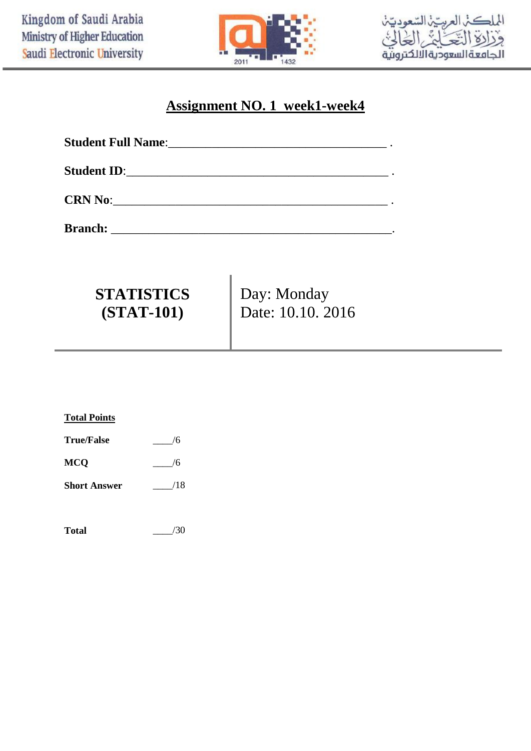Kingdom of Saudi Arabia
Ministry of Higher Education
Saudi Electronic University

المملكة العربية السعودية
وزارة التعليم العالي
الجامعة السعودية الالكترونية

# Assignment NO. 1 week1-week4

**Student Full Name**:___________________________________ .

**Student ID**:__________________________________________ .

**CRN No**:____________________________________________ .

**Branch:** ____________________________________________.

| **STATISTICS (STAT-101)** | Day: Monday<br>Date: 10.10. 2016 |
|---|---|

**Total Points**

| | |
|---|---|
| **True/False** | ____/6 |
| **MCQ** | ____/6 |
| **Short Answer** | ____/18 |
| **Total** | ____/30 |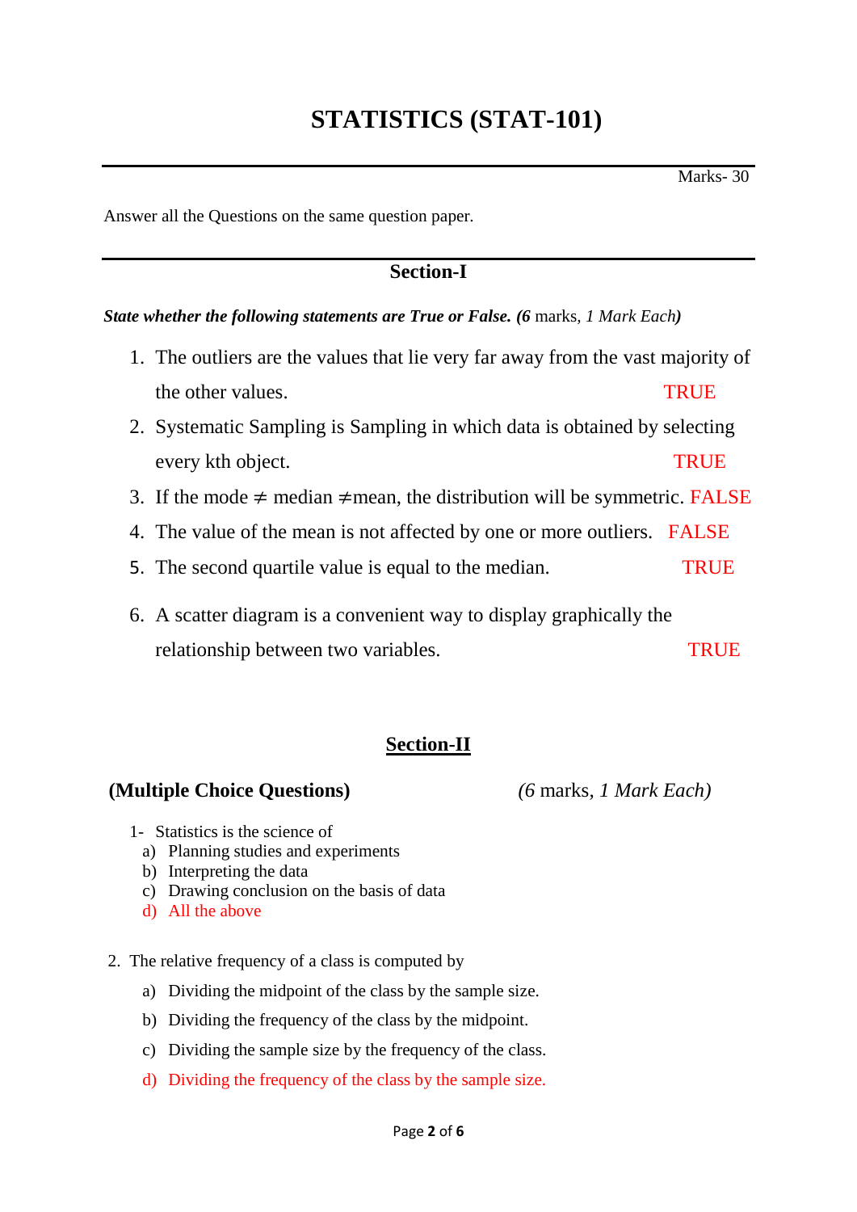# STATISTICS (STAT-101)

Marks- 30

Answer all the Questions on the same question paper.

## Section-I

***State whether the following statements are True or False. (6** marks, *1 Mark Each)***

1. The outliers are the values that lie very far away from the vast majority of the other values. TRUE
2. Systematic Sampling is Sampling in which data is obtained by selecting every kth object. TRUE
3. If the mode ≠ median ≠mean, the distribution will be symmetric. FALSE
4. The value of the mean is not affected by one or more outliers. FALSE
5. The second quartile value is equal to the median. TRUE
6. A scatter diagram is a convenient way to display graphically the relationship between two variables. TRUE

## Section-II

**(Multiple Choice Questions)** *(6 marks, 1 Mark Each)*

1- Statistics is the science of
   a) Planning studies and experiments
   b) Interpreting the data
   c) Drawing conclusion on the basis of data
   d) All the above

2. The relative frequency of a class is computed by
   a) Dividing the midpoint of the class by the sample size.
   b) Dividing the frequency of the class by the midpoint.
   c) Dividing the sample size by the frequency of the class.
   d) Dividing the frequency of the class by the sample size.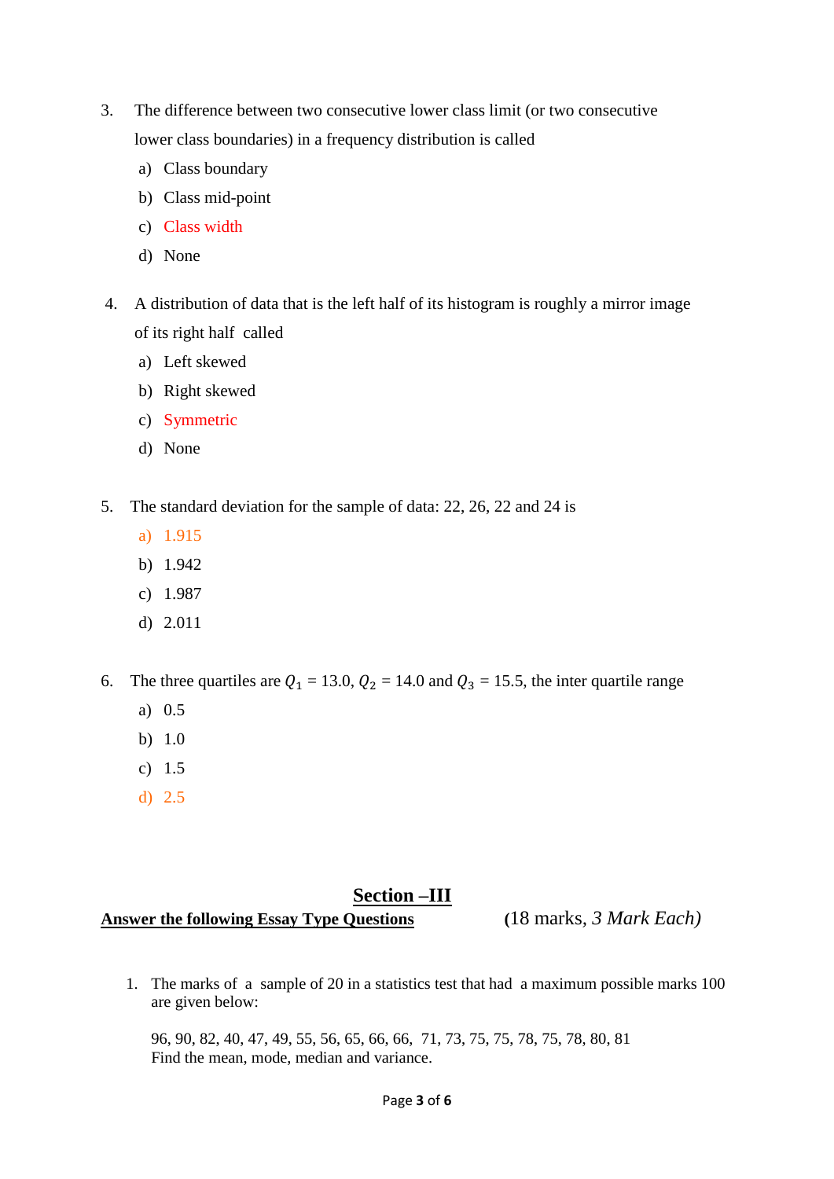3. The difference between two consecutive lower class limit (or two consecutive lower class boundaries) in a frequency distribution is called
   a) Class boundary
   b) Class mid-point
   c) Class width
   d) None

4. A distribution of data that is the left half of its histogram is roughly a mirror image of its right half called
   a) Left skewed
   b) Right skewed
   c) Symmetric
   d) None

5. The standard deviation for the sample of data: 22, 26, 22 and 24 is
   a) 1.915
   b) 1.942
   c) 1.987
   d) 2.011

6. The three quartiles are $Q_1$ = 13.0, $Q_2$ = 14.0 and $Q_3$ = 15.5, the inter quartile range
   a) 0.5
   b) 1.0
   c) 1.5
   d) 2.5

## Section –III

**Answer the following Essay Type Questions** (18 marks, *3 Mark Each)*

1. The marks of a sample of 20 in a statistics test that had a maximum possible marks 100 are given below:

   96, 90, 82, 40, 47, 49, 55, 56, 65, 66, 66, 71, 73, 75, 75, 78, 75, 78, 80, 81
   Find the mean, mode, median and variance.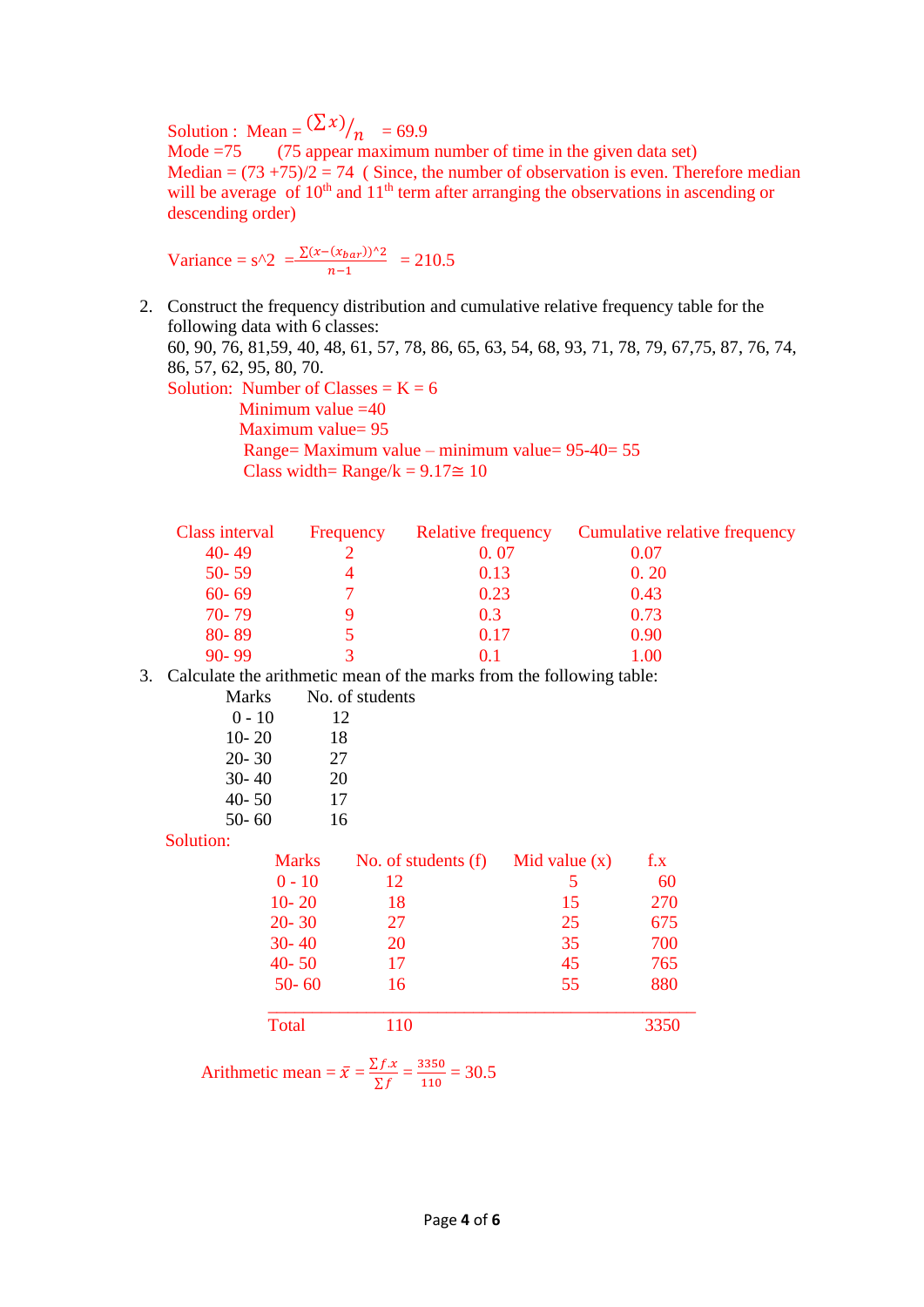Solution : Mean = $(\sum x)/_{n}$ = 69.9

Mode =75 (75 appear maximum number of time in the given data set)

Median = (73 +75)/2 = 74 ( Since, the number of observation is even. Therefore median will be average of $10^{th}$ and $11^{th}$ term after arranging the observations in ascending or descending order)

Variance = s^2 = $\frac{\sum(x-(x_{bar}))^2}{n-1}$ = 210.5

2. Construct the frequency distribution and cumulative relative frequency table for the following data with 6 classes:
   60, 90, 76, 81,59, 40, 48, 61, 57, 78, 86, 65, 63, 54, 68, 93, 71, 78, 79, 67,75, 87, 76, 74, 86, 57, 62, 95, 80, 70.

   Solution: Number of Classes = K = 6
   Minimum value =40
   Maximum value= 95
   Range= Maximum value – minimum value= 95-40= 55
   Class width= Range/k = 9.17≅ 10

| Class interval | Frequency | Relative frequency | Cumulative relative frequency |
|---|---|---|---|
| 40- 49 | 2 | 0. 07 | 0.07 |
| 50- 59 | 4 | 0.13 | 0. 20 |
| 60- 69 | 7 | 0.23 | 0.43 |
| 70- 79 | 9 | 0.3 | 0.73 |
| 80- 89 | 5 | 0.17 | 0.90 |
| 90- 99 | 3 | 0.1 | 1.00 |

3. Calculate the arithmetic mean of the marks from the following table:

| Marks | No. of students |
|---|---|
| 0 - 10 | 12 |
| 10- 20 | 18 |
| 20- 30 | 27 |
| 30- 40 | 20 |
| 40- 50 | 17 |
| 50- 60 | 16 |

Solution:

| Marks | No. of students (f) | Mid value (x) | f.x |
|---|---|---|---|
| 0 - 10 | 12 | 5 | 60 |
| 10- 20 | 18 | 15 | 270 |
| 20- 30 | 27 | 25 | 675 |
| 30- 40 | 20 | 35 | 700 |
| 40- 50 | 17 | 45 | 765 |
| 50- 60 | 16 | 55 | 880 |
| Total | 110 | | 3350 |

Arithmetic mean = $\bar{x} = \frac{\sum f.x}{\sum f} = \frac{3350}{110}$ = 30.5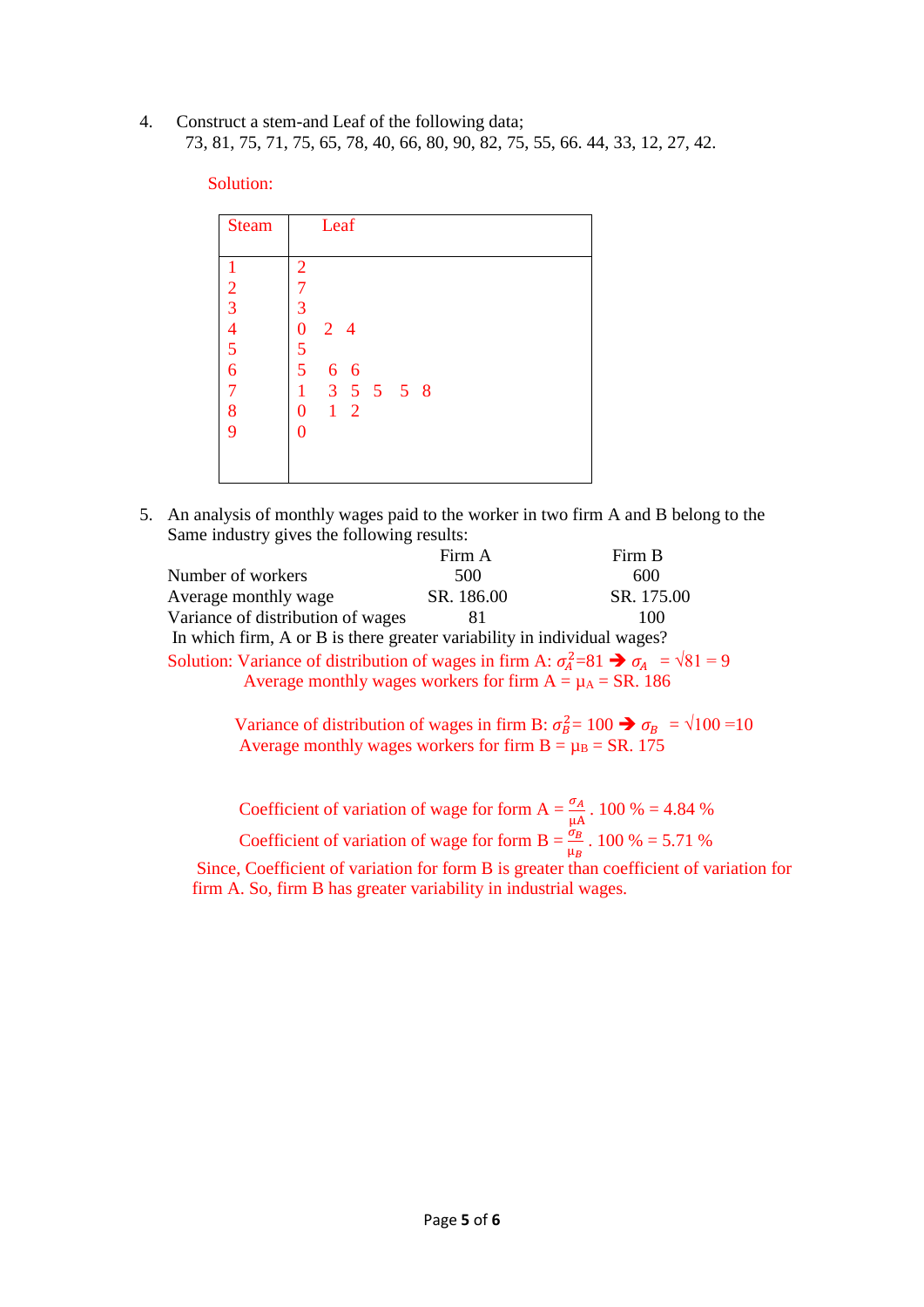4. Construct a stem-and Leaf of the following data;
73, 81, 75, 71, 75, 65, 78, 40, 66, 80, 90, 82, 75, 55, 66. 44, 33, 12, 27, 42.

Solution:

| Steam | Leaf |
|---|---|
| 1 | 2 |
| 2 | 7 |
| 3 | 3 |
| 4 | 0 2 4 |
| 5 | 5 |
| 6 | 5 6 6 |
| 7 | 1 3 5 5 5 8 |
| 8 | 0 1 2 |
| 9 | 0 |

5. An analysis of monthly wages paid to the worker in two firm A and B belong to the Same industry gives the following results:

| | Firm A | Firm B |
|---|---|---|
| Number of workers | 500 | 600 |
| Average monthly wage | SR. 186.00 | SR. 175.00 |
| Variance of distribution of wages | 81 | 100 |

In which firm, A or B is there greater variability in individual wages?

Solution: Variance of distribution of wages in firm A: $\sigma_A^2$=81 ➔ $\sigma_A$ = √81 = 9

Average monthly wages workers for firm A = $\mu_A$ = SR. 186

Variance of distribution of wages in firm B: $\sigma_B^2$= 100 ➔ $\sigma_B$ = √100 =10

Average monthly wages workers for firm B = $\mu_B$ = SR. 175

Coefficient of variation of wage for form A = $\frac{\sigma_A}{\mu_A}$ . 100 % = 4.84 %

Coefficient of variation of wage for form B = $\frac{\sigma_B}{\mu_B}$ . 100 % = 5.71 %

Since, Coefficient of variation for form B is greater than coefficient of variation for firm A. So, firm B has greater variability in industrial wages.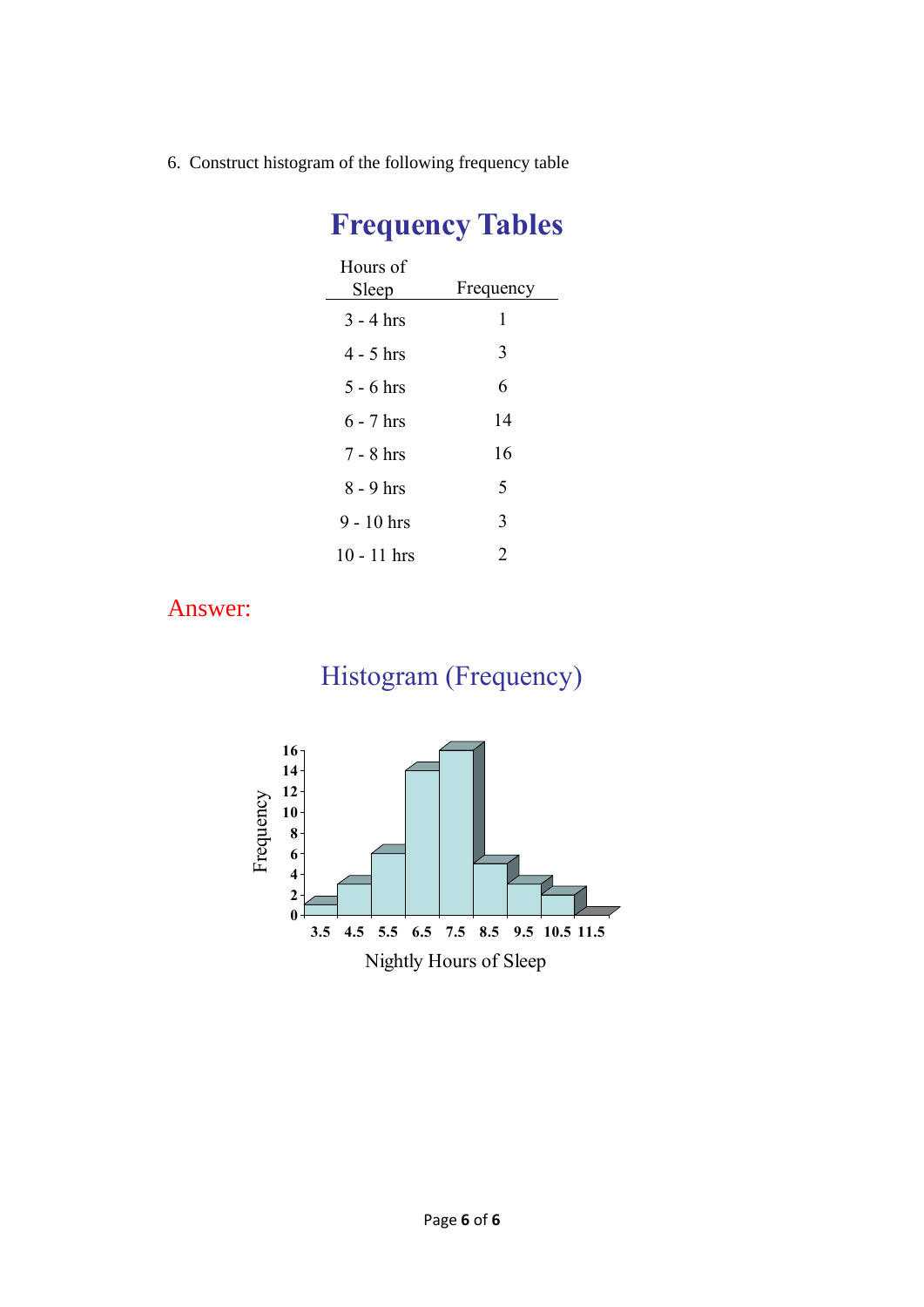6. Construct histogram of the following frequency table

# Frequency Tables

| Hours of Sleep | Frequency |
|---|---|
| 3 - 4 hrs | 1 |
| 4 - 5 hrs | 3 |
| 5 - 6 hrs | 6 |
| 6 - 7 hrs | 14 |
| 7 - 8 hrs | 16 |
| 8 - 9 hrs | 5 |
| 9 - 10 hrs | 3 |
| 10 - 11 hrs | 2 |

Answer:

## Histogram (Frequency)

Frequency

16
14
12
10
8
6
4
2
0

3.5 4.5 5.5 6.5 7.5 8.5 9.5 10.5 11.5

Nightly Hours of Sleep